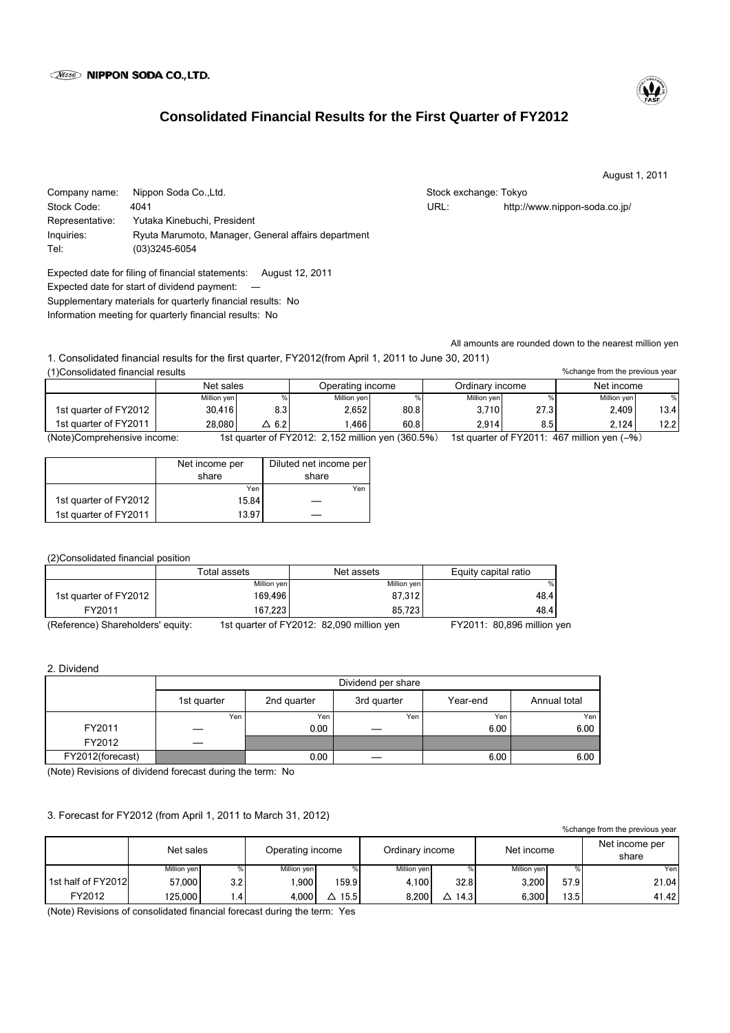NIPPON SODA CO.,LTD.

# Consolidated Financial Results for the First Quarter of FY2012

August 1, 2011

Company name: Nippon Soda Co.,Ltd.
Stock Code: 4041
Representative: Yutaka Kinebuchi, President
Inquiries: Ryuta Marumoto, Manager, General affairs department
Tel: (03)3245-6054

Stock exchange: Tokyo
URL: http://www.nippon-soda.co.jp/

Expected date for filing of financial statements: August 12, 2011
Expected date for start of dividend payment: —
Supplementary materials for quarterly financial results: No
Information meeting for quarterly financial results: No

All amounts are rounded down to the nearest million yen

1. Consolidated financial results for the first quarter, FY2012(from April 1, 2011 to June 30, 2011)

(1)Consolidated financial results

%change from the previous year

| | Net sales | | Operating income | | Ordinary income | | Net income | |
|---|---|---|---|---|---|---|---|---|
| | Million yen | % | Million yen | % | Million yen | % | Million yen | % |
| 1st quarter of FY2012 | 30,416 | 8.3 | 2,652 | 80.8 | 3,710 | 27.3 | 2,409 | 13.4 |
| 1st quarter of FY2011 | 28,080 | △ 6.2 | 1,466 | 60.8 | 2,914 | 8.5 | 2,124 | 12.2 |

(Note)Comprehensive income: 1st quarter of FY2012: 2,152 million yen (360.5%) 1st quarter of FY2011: 467 million yen (–%)

| | Net income per share | Diluted net income per share |
|---|---|---|
| | Yen | Yen |
| 1st quarter of FY2012 | 15.84 | — |
| 1st quarter of FY2011 | 13.97 | — |

(2)Consolidated financial position

| | Total assets | Net assets | Equity capital ratio |
|---|---|---|---|
| | Million yen | Million yen | % |
| 1st quarter of FY2012 | 169,496 | 87,312 | 48.4 |
| FY2011 | 167,223 | 85,723 | 48.4 |

(Reference) Shareholders' equity: 1st quarter of FY2012: 82,090 million yen FY2011: 80,896 million yen

2. Dividend

| | Dividend per share | | | | |
|---|---|---|---|---|---|
| | 1st quarter | 2nd quarter | 3rd quarter | Year-end | Annual total |
| | Yen | Yen | Yen | Yen | Yen |
| FY2011 | — | 0.00 | — | 6.00 | 6.00 |
| FY2012 | — | | | | |
| FY2012(forecast) | | 0.00 | — | 6.00 | 6.00 |

(Note) Revisions of dividend forecast during the term: No

3. Forecast for FY2012 (from April 1, 2011 to March 31, 2012)

%change from the previous year

| | Net sales | | Operating income | | Ordinary income | | Net income | | Net income per share |
|---|---|---|---|---|---|---|---|---|---|
| | Million yen | % | Million yen | % | Million yen | % | Million yen | % | Yen |
| 1st half of FY2012 | 57,000 | 3.2 | 1,900 | 159.9 | 4,100 | 32.8 | 3,200 | 57.9 | 21.04 |
| FY2012 | 125,000 | 1.4 | 4,000 | △ 15.5 | 8,200 | △ 14.3 | 6,300 | 13.5 | 41.42 |

(Note) Revisions of consolidated financial forecast during the term: Yes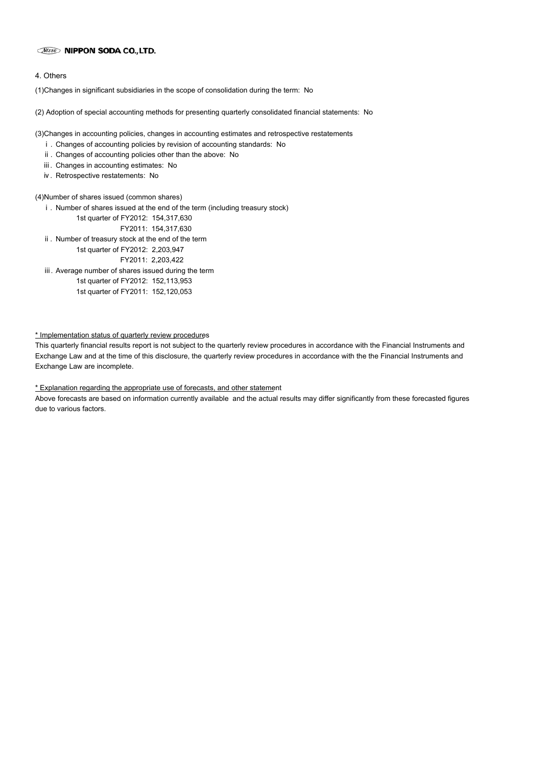4. Others

(1)Changes in significant subsidiaries in the scope of consolidation during the term: No

(2) Adoption of special accounting methods for presenting quarterly consolidated financial statements: No

(3)Changes in accounting policies, changes in accounting estimates and retrospective restatements

- ⅰ. Changes of accounting policies by revision of accounting standards: No
- ⅱ. Changes of accounting policies other than the above: No
- ⅲ. Changes in accounting estimates: No
- ⅳ. Retrospective restatements: No

(4)Number of shares issued (common shares)

- ⅰ. Number of shares issued at the end of the term (including treasury stock)
  - 1st quarter of FY2012: 154,317,630
  - FY2011: 154,317,630
- ⅱ. Number of treasury stock at the end of the term
  - 1st quarter of FY2012: 2,203,947
  - FY2011: 2,203,422
- ⅲ. Average number of shares issued during the term
  - 1st quarter of FY2012: 152,113,953
  - 1st quarter of FY2011: 152,120,053

<u>* Implementation status of quarterly review procedures</u>

This quarterly financial results report is not subject to the quarterly review procedures in accordance with the Financial Instruments and Exchange Law and at the time of this disclosure, the quarterly review procedures in accordance with the the Financial Instruments and Exchange Law are incomplete.

<u>* Explanation regarding the appropriate use of forecasts, and other statement</u>

Above forecasts are based on information currently available and the actual results may differ significantly from these forecasted figures due to various factors.